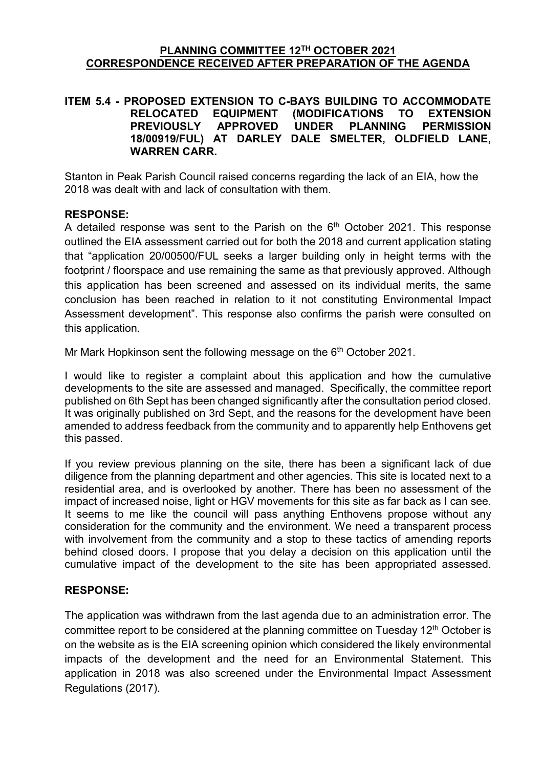# PLANNING COMMITTEE 12TH OCTOBER 2021
# CORRESPONDENCE RECEIVED AFTER PREPARATION OF THE AGENDA

## ITEM 5.4 - PROPOSED EXTENSION TO C-BAYS BUILDING TO ACCOMMODATE RELOCATED EQUIPMENT (MODIFICATIONS TO EXTENSION PREVIOUSLY APPROVED UNDER PLANNING PERMISSION 18/00919/FUL) AT DARLEY DALE SMELTER, OLDFIELD LANE, WARREN CARR.

Stanton in Peak Parish Council raised concerns regarding the lack of an EIA, how the 2018 was dealt with and lack of consultation with them.

**RESPONSE:**

A detailed response was sent to the Parish on the 6th October 2021. This response outlined the EIA assessment carried out for both the 2018 and current application stating that "application 20/00500/FUL seeks a larger building only in height terms with the footprint / floorspace and use remaining the same as that previously approved. Although this application has been screened and assessed on its individual merits, the same conclusion has been reached in relation to it not constituting Environmental Impact Assessment development". This response also confirms the parish were consulted on this application.

Mr Mark Hopkinson sent the following message on the 6th October 2021.

I would like to register a complaint about this application and how the cumulative developments to the site are assessed and managed. Specifically, the committee report published on 6th Sept has been changed significantly after the consultation period closed. It was originally published on 3rd Sept, and the reasons for the development have been amended to address feedback from the community and to apparently help Enthovens get this passed.

If you review previous planning on the site, there has been a significant lack of due diligence from the planning department and other agencies. This site is located next to a residential area, and is overlooked by another. There has been no assessment of the impact of increased noise, light or HGV movements for this site as far back as I can see. It seems to me like the council will pass anything Enthovens propose without any consideration for the community and the environment. We need a transparent process with involvement from the community and a stop to these tactics of amending reports behind closed doors. I propose that you delay a decision on this application until the cumulative impact of the development to the site has been appropriated assessed.

**RESPONSE:**

The application was withdrawn from the last agenda due to an administration error. The committee report to be considered at the planning committee on Tuesday 12th October is on the website as is the EIA screening opinion which considered the likely environmental impacts of the development and the need for an Environmental Statement. This application in 2018 was also screened under the Environmental Impact Assessment Regulations (2017).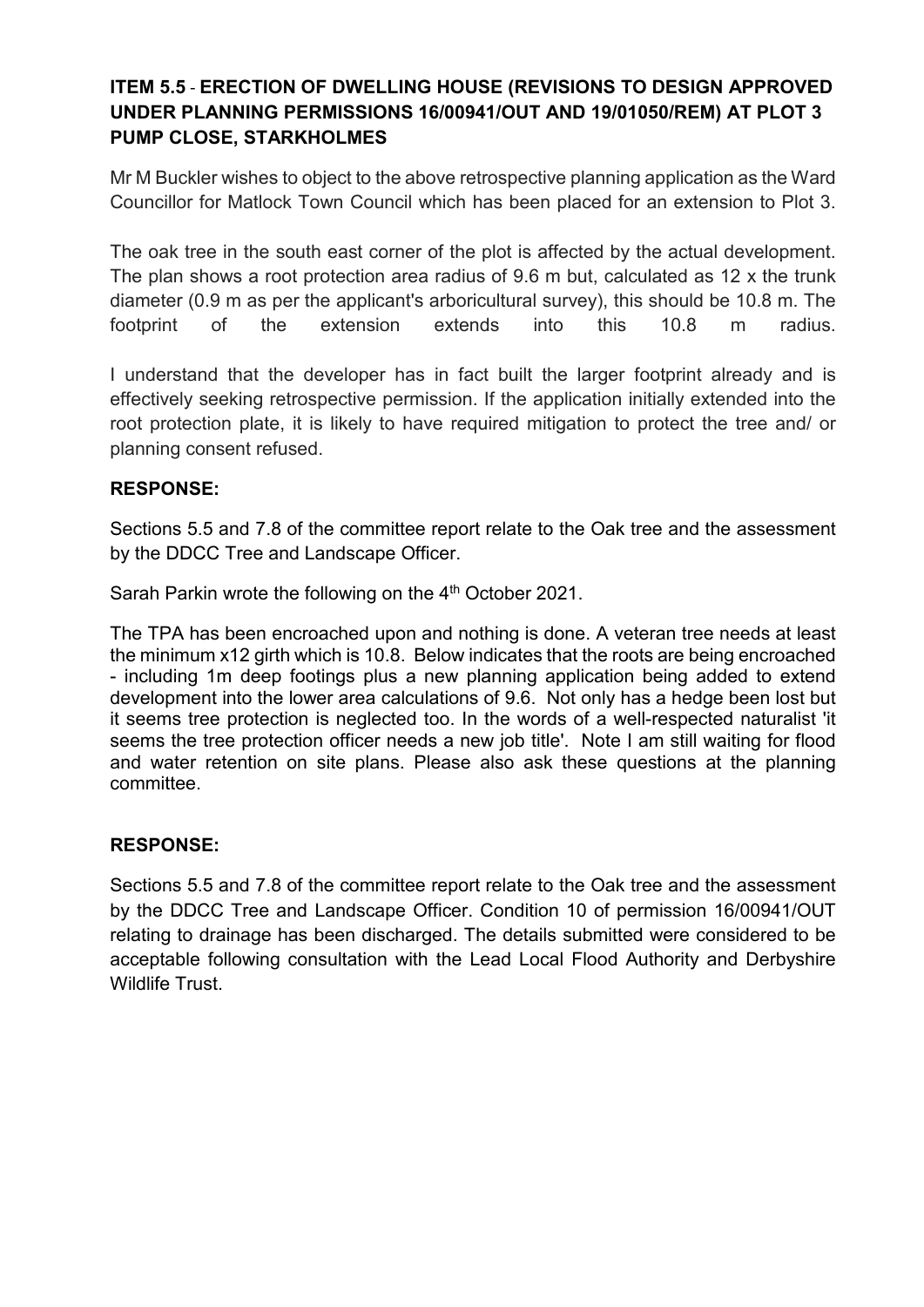**ITEM 5.5 - ERECTION OF DWELLING HOUSE (REVISIONS TO DESIGN APPROVED UNDER PLANNING PERMISSIONS 16/00941/OUT AND 19/01050/REM) AT PLOT 3 PUMP CLOSE, STARKHOLMES**

Mr M Buckler wishes to object to the above retrospective planning application as the Ward Councillor for Matlock Town Council which has been placed for an extension to Plot 3.

The oak tree in the south east corner of the plot is affected by the actual development. The plan shows a root protection area radius of 9.6 m but, calculated as 12 x the trunk diameter (0.9 m as per the applicant's arboricultural survey), this should be 10.8 m. The footprint of the extension extends into this 10.8 m radius.

I understand that the developer has in fact built the larger footprint already and is effectively seeking retrospective permission. If the application initially extended into the root protection plate, it is likely to have required mitigation to protect the tree and/ or planning consent refused.

**RESPONSE:**

Sections 5.5 and 7.8 of the committee report relate to the Oak tree and the assessment by the DDCC Tree and Landscape Officer.

Sarah Parkin wrote the following on the 4th October 2021.

The TPA has been encroached upon and nothing is done. A veteran tree needs at least the minimum x12 girth which is 10.8. Below indicates that the roots are being encroached - including 1m deep footings plus a new planning application being added to extend development into the lower area calculations of 9.6. Not only has a hedge been lost but it seems tree protection is neglected too. In the words of a well-respected naturalist 'it seems the tree protection officer needs a new job title'. Note I am still waiting for flood and water retention on site plans. Please also ask these questions at the planning committee.

**RESPONSE:**

Sections 5.5 and 7.8 of the committee report relate to the Oak tree and the assessment by the DDCC Tree and Landscape Officer. Condition 10 of permission 16/00941/OUT relating to drainage has been discharged. The details submitted were considered to be acceptable following consultation with the Lead Local Flood Authority and Derbyshire Wildlife Trust.